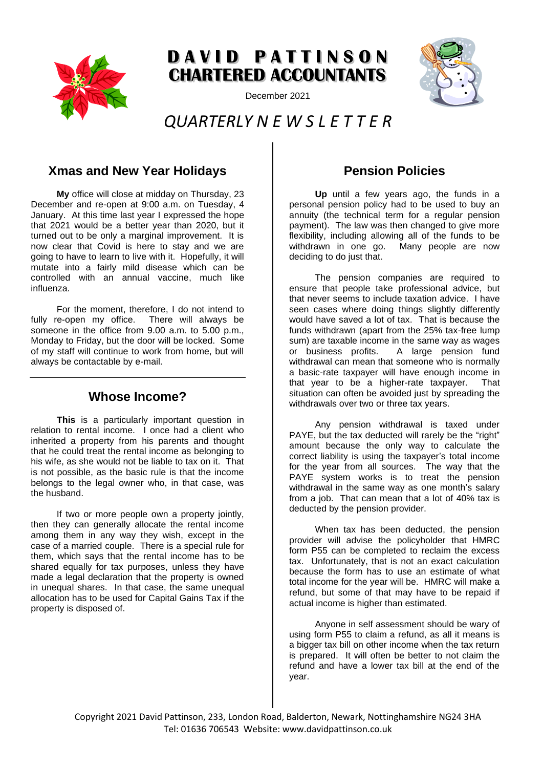# DAVID PATTINSON CHARTERED ACCOUNTANTS

December 2021

# *QUARTERLY N E W S L E T T E R*

## Xmas and New Year Holidays

**My** office will close at midday on Thursday, 23 December and re-open at 9:00 a.m. on Tuesday, 4 January. At this time last year I expressed the hope that 2021 would be a better year than 2020, but it turned out to be only a marginal improvement. It is now clear that Covid is here to stay and we are going to have to learn to live with it. Hopefully, it will mutate into a fairly mild disease which can be controlled with an annual vaccine, much like influenza.

For the moment, therefore, I do not intend to fully re-open my office. There will always be someone in the office from 9.00 a.m. to 5.00 p.m., Monday to Friday, but the door will be locked. Some of my staff will continue to work from home, but will always be contactable by e-mail.

## Whose Income?

**This** is a particularly important question in relation to rental income. I once had a client who inherited a property from his parents and thought that he could treat the rental income as belonging to his wife, as she would not be liable to tax on it. That is not possible, as the basic rule is that the income belongs to the legal owner who, in that case, was the husband.

If two or more people own a property jointly, then they can generally allocate the rental income among them in any way they wish, except in the case of a married couple. There is a special rule for them, which says that the rental income has to be shared equally for tax purposes, unless they have made a legal declaration that the property is owned in unequal shares. In that case, the same unequal allocation has to be used for Capital Gains Tax if the property is disposed of.

## Pension Policies

**Up** until a few years ago, the funds in a personal pension policy had to be used to buy an annuity (the technical term for a regular pension payment). The law was then changed to give more flexibility, including allowing all of the funds to be withdrawn in one go. Many people are now deciding to do just that.

The pension companies are required to ensure that people take professional advice, but that never seems to include taxation advice. I have seen cases where doing things slightly differently would have saved a lot of tax. That is because the funds withdrawn (apart from the 25% tax-free lump sum) are taxable income in the same way as wages or business profits. A large pension fund withdrawal can mean that someone who is normally a basic-rate taxpayer will have enough income in that year to be a higher-rate taxpayer. That situation can often be avoided just by spreading the withdrawals over two or three tax years.

Any pension withdrawal is taxed under PAYE, but the tax deducted will rarely be the "right" amount because the only way to calculate the correct liability is using the taxpayer's total income for the year from all sources. The way that the PAYE system works is to treat the pension withdrawal in the same way as one month's salary from a job. That can mean that a lot of 40% tax is deducted by the pension provider.

When tax has been deducted, the pension provider will advise the policyholder that HMRC form P55 can be completed to reclaim the excess tax. Unfortunately, that is not an exact calculation because the form has to use an estimate of what total income for the year will be. HMRC will make a refund, but some of that may have to be repaid if actual income is higher than estimated.

Anyone in self assessment should be wary of using form P55 to claim a refund, as all it means is a bigger tax bill on other income when the tax return is prepared. It will often be better to not claim the refund and have a lower tax bill at the end of the year.

Copyright 2021 David Pattinson, 233, London Road, Balderton, Newark, Nottinghamshire NG24 3HA
Tel: 01636 706543 Website: www.davidpattinson.co.uk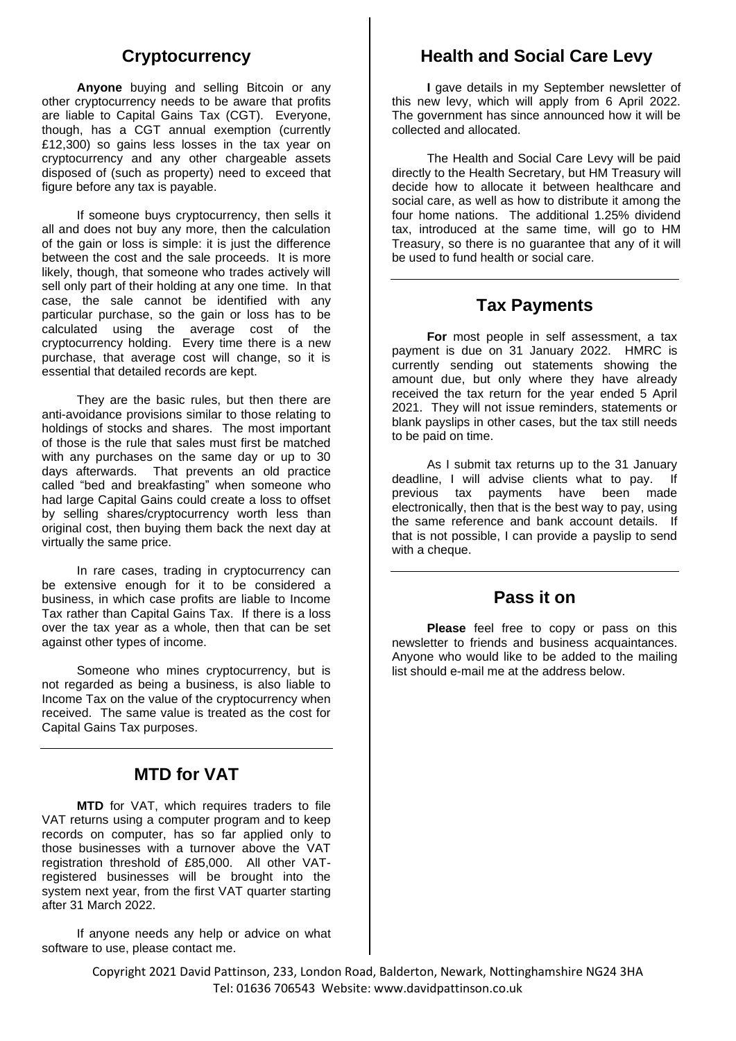## Cryptocurrency

**Anyone** buying and selling Bitcoin or any other cryptocurrency needs to be aware that profits are liable to Capital Gains Tax (CGT). Everyone, though, has a CGT annual exemption (currently £12,300) so gains less losses in the tax year on cryptocurrency and any other chargeable assets disposed of (such as property) need to exceed that figure before any tax is payable.

If someone buys cryptocurrency, then sells it all and does not buy any more, then the calculation of the gain or loss is simple: it is just the difference between the cost and the sale proceeds. It is more likely, though, that someone who trades actively will sell only part of their holding at any one time. In that case, the sale cannot be identified with any particular purchase, so the gain or loss has to be calculated using the average cost of the cryptocurrency holding. Every time there is a new purchase, that average cost will change, so it is essential that detailed records are kept.

They are the basic rules, but then there are anti-avoidance provisions similar to those relating to holdings of stocks and shares. The most important of those is the rule that sales must first be matched with any purchases on the same day or up to 30 days afterwards. That prevents an old practice called "bed and breakfasting" when someone who had large Capital Gains could create a loss to offset by selling shares/cryptocurrency worth less than original cost, then buying them back the next day at virtually the same price.

In rare cases, trading in cryptocurrency can be extensive enough for it to be considered a business, in which case profits are liable to Income Tax rather than Capital Gains Tax. If there is a loss over the tax year as a whole, then that can be set against other types of income.

Someone who mines cryptocurrency, but is not regarded as being a business, is also liable to Income Tax on the value of the cryptocurrency when received. The same value is treated as the cost for Capital Gains Tax purposes.

## MTD for VAT

**MTD** for VAT, which requires traders to file VAT returns using a computer program and to keep records on computer, has so far applied only to those businesses with a turnover above the VAT registration threshold of £85,000. All other VAT-registered businesses will be brought into the system next year, from the first VAT quarter starting after 31 March 2022.

If anyone needs any help or advice on what software to use, please contact me.

## Health and Social Care Levy

**I** gave details in my September newsletter of this new levy, which will apply from 6 April 2022. The government has since announced how it will be collected and allocated.

The Health and Social Care Levy will be paid directly to the Health Secretary, but HM Treasury will decide how to allocate it between healthcare and social care, as well as how to distribute it among the four home nations. The additional 1.25% dividend tax, introduced at the same time, will go to HM Treasury, so there is no guarantee that any of it will be used to fund health or social care.

## Tax Payments

**For** most people in self assessment, a tax payment is due on 31 January 2022. HMRC is currently sending out statements showing the amount due, but only where they have already received the tax return for the year ended 5 April 2021. They will not issue reminders, statements or blank payslips in other cases, but the tax still needs to be paid on time.

As I submit tax returns up to the 31 January deadline, I will advise clients what to pay. If previous tax payments have been made electronically, then that is the best way to pay, using the same reference and bank account details. If that is not possible, I can provide a payslip to send with a cheque.

## Pass it on

**Please** feel free to copy or pass on this newsletter to friends and business acquaintances. Anyone who would like to be added to the mailing list should e-mail me at the address below.

Copyright 2021 David Pattinson, 233, London Road, Balderton, Newark, Nottinghamshire NG24 3HA
Tel: 01636 706543 Website: www.davidpattinson.co.uk